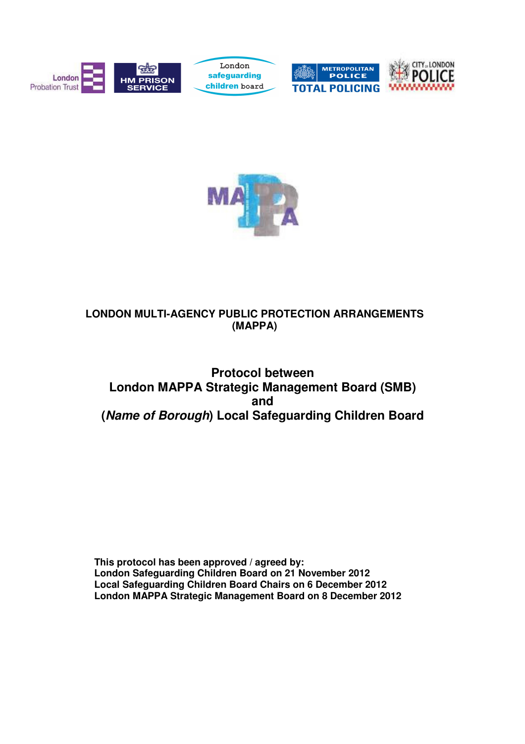# LONDON MULTI-AGENCY PUBLIC PROTECTION ARRANGEMENTS (MAPPA)

## Protocol between London MAPPA Strategic Management Board (SMB) and (*Name of Borough*) Local Safeguarding Children Board

**This protocol has been approved / agreed by:**
**London Safeguarding Children Board on 21 November 2012**
**Local Safeguarding Children Board Chairs on 6 December 2012**
**London MAPPA Strategic Management Board on 8 December 2012**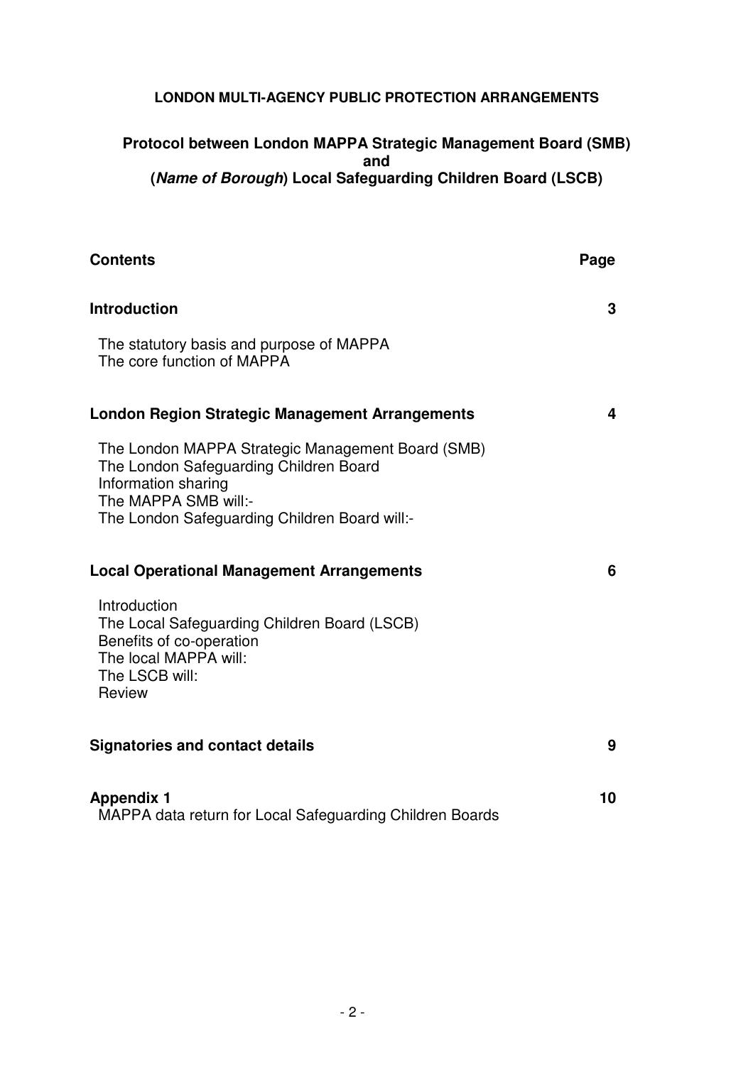**LONDON MULTI-AGENCY PUBLIC PROTECTION ARRANGEMENTS**

**Protocol between London MAPPA Strategic Management Board (SMB)**
**and**
**(*Name of Borough*) Local Safeguarding Children Board (LSCB)**

| **Contents** | **Page** |
|---|---|
| **Introduction** | **3** |
| The statutory basis and purpose of MAPPA<br>The core function of MAPPA | |
| **London Region Strategic Management Arrangements** | **4** |
| The London MAPPA Strategic Management Board (SMB)<br>The London Safeguarding Children Board<br>Information sharing<br>The MAPPA SMB will:-<br>The London Safeguarding Children Board will:- | |
| **Local Operational Management Arrangements** | **6** |
| Introduction<br>The Local Safeguarding Children Board (LSCB)<br>Benefits of co-operation<br>The local MAPPA will:<br>The LSCB will:<br>Review | |
| **Signatories and contact details** | **9** |
| **Appendix 1**<br>MAPPA data return for Local Safeguarding Children Boards | **10** |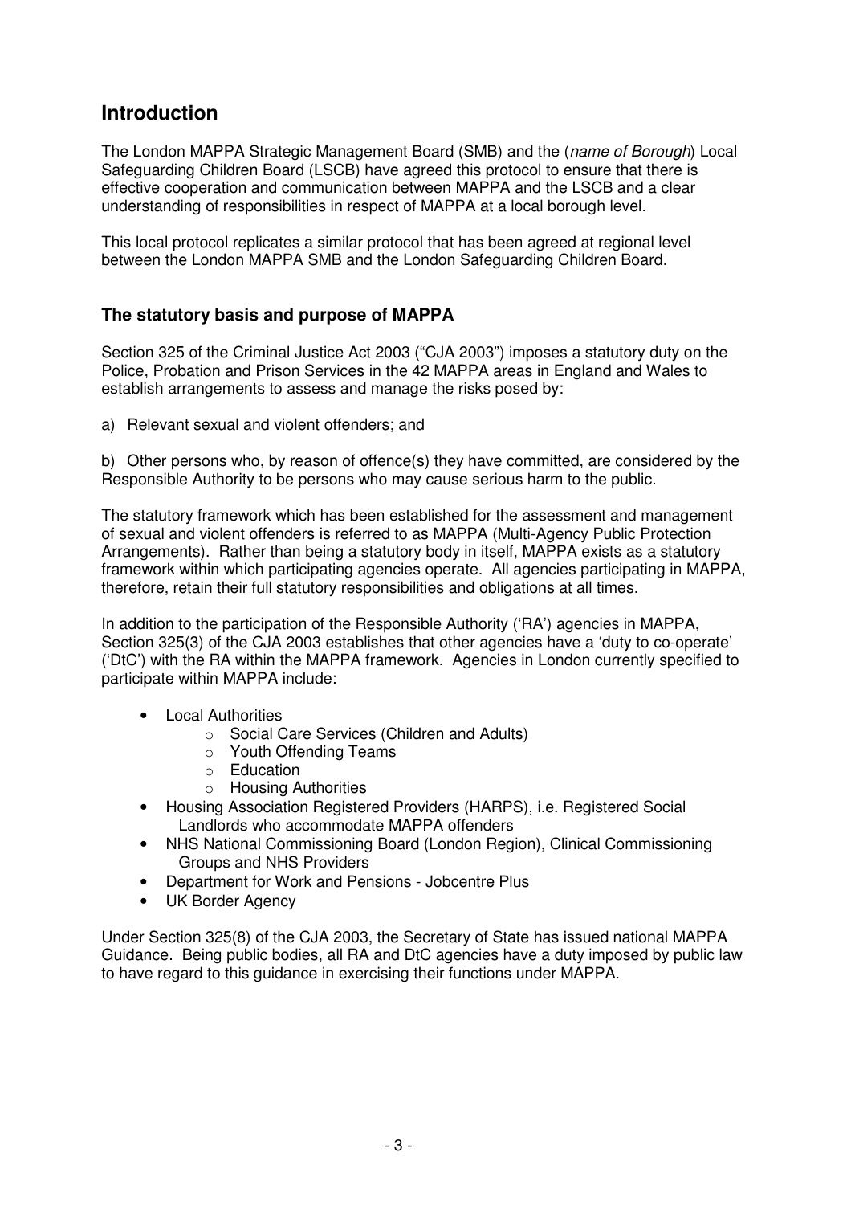## Introduction

The London MAPPA Strategic Management Board (SMB) and the (*name of Borough*) Local Safeguarding Children Board (LSCB) have agreed this protocol to ensure that there is effective cooperation and communication between MAPPA and the LSCB and a clear understanding of responsibilities in respect of MAPPA at a local borough level.

This local protocol replicates a similar protocol that has been agreed at regional level between the London MAPPA SMB and the London Safeguarding Children Board.

### The statutory basis and purpose of MAPPA

Section 325 of the Criminal Justice Act 2003 ("CJA 2003") imposes a statutory duty on the Police, Probation and Prison Services in the 42 MAPPA areas in England and Wales to establish arrangements to assess and manage the risks posed by:

a) Relevant sexual and violent offenders; and

b) Other persons who, by reason of offence(s) they have committed, are considered by the Responsible Authority to be persons who may cause serious harm to the public.

The statutory framework which has been established for the assessment and management of sexual and violent offenders is referred to as MAPPA (Multi-Agency Public Protection Arrangements). Rather than being a statutory body in itself, MAPPA exists as a statutory framework within which participating agencies operate. All agencies participating in MAPPA, therefore, retain their full statutory responsibilities and obligations at all times.

In addition to the participation of the Responsible Authority ('RA') agencies in MAPPA, Section 325(3) of the CJA 2003 establishes that other agencies have a 'duty to co-operate' ('DtC') with the RA within the MAPPA framework. Agencies in London currently specified to participate within MAPPA include:

- Local Authorities
  - Social Care Services (Children and Adults)
  - Youth Offending Teams
  - Education
  - Housing Authorities
- Housing Association Registered Providers (HARPS), i.e. Registered Social Landlords who accommodate MAPPA offenders
- NHS National Commissioning Board (London Region), Clinical Commissioning Groups and NHS Providers
- Department for Work and Pensions - Jobcentre Plus
- UK Border Agency

Under Section 325(8) of the CJA 2003, the Secretary of State has issued national MAPPA Guidance. Being public bodies, all RA and DtC agencies have a duty imposed by public law to have regard to this guidance in exercising their functions under MAPPA.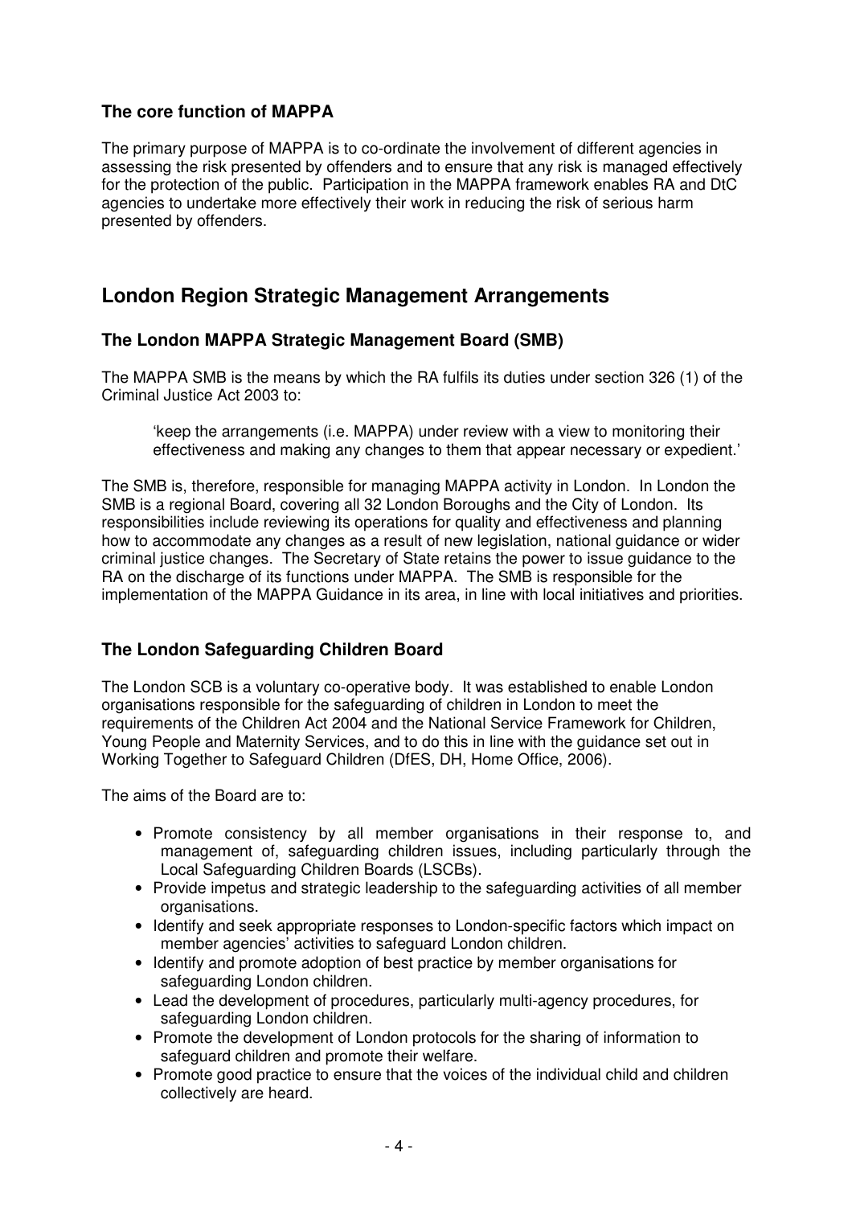### The core function of MAPPA

The primary purpose of MAPPA is to co-ordinate the involvement of different agencies in assessing the risk presented by offenders and to ensure that any risk is managed effectively for the protection of the public. Participation in the MAPPA framework enables RA and DtC agencies to undertake more effectively their work in reducing the risk of serious harm presented by offenders.

## London Region Strategic Management Arrangements

### The London MAPPA Strategic Management Board (SMB)

The MAPPA SMB is the means by which the RA fulfils its duties under section 326 (1) of the Criminal Justice Act 2003 to:

> 'keep the arrangements (i.e. MAPPA) under review with a view to monitoring their effectiveness and making any changes to them that appear necessary or expedient.'

The SMB is, therefore, responsible for managing MAPPA activity in London. In London the SMB is a regional Board, covering all 32 London Boroughs and the City of London. Its responsibilities include reviewing its operations for quality and effectiveness and planning how to accommodate any changes as a result of new legislation, national guidance or wider criminal justice changes. The Secretary of State retains the power to issue guidance to the RA on the discharge of its functions under MAPPA. The SMB is responsible for the implementation of the MAPPA Guidance in its area, in line with local initiatives and priorities.

### The London Safeguarding Children Board

The London SCB is a voluntary co-operative body. It was established to enable London organisations responsible for the safeguarding of children in London to meet the requirements of the Children Act 2004 and the National Service Framework for Children, Young People and Maternity Services, and to do this in line with the guidance set out in Working Together to Safeguard Children (DfES, DH, Home Office, 2006).

The aims of the Board are to:

- Promote consistency by all member organisations in their response to, and management of, safeguarding children issues, including particularly through the Local Safeguarding Children Boards (LSCBs).
- Provide impetus and strategic leadership to the safeguarding activities of all member organisations.
- Identify and seek appropriate responses to London-specific factors which impact on member agencies' activities to safeguard London children.
- Identify and promote adoption of best practice by member organisations for safeguarding London children.
- Lead the development of procedures, particularly multi-agency procedures, for safeguarding London children.
- Promote the development of London protocols for the sharing of information to safeguard children and promote their welfare.
- Promote good practice to ensure that the voices of the individual child and children collectively are heard.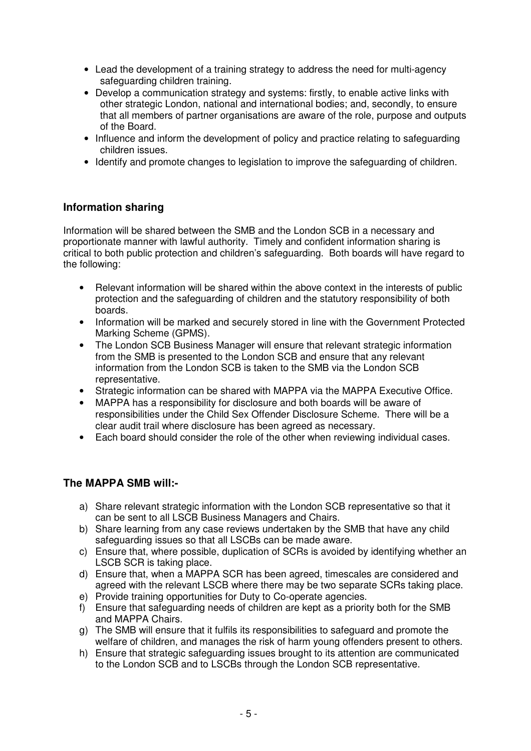- Lead the development of a training strategy to address the need for multi-agency safeguarding children training.
- Develop a communication strategy and systems: firstly, to enable active links with other strategic London, national and international bodies; and, secondly, to ensure that all members of partner organisations are aware of the role, purpose and outputs of the Board.
- Influence and inform the development of policy and practice relating to safeguarding children issues.
- Identify and promote changes to legislation to improve the safeguarding of children.

### Information sharing

Information will be shared between the SMB and the London SCB in a necessary and proportionate manner with lawful authority. Timely and confident information sharing is critical to both public protection and children's safeguarding. Both boards will have regard to the following:

- Relevant information will be shared within the above context in the interests of public protection and the safeguarding of children and the statutory responsibility of both boards.
- Information will be marked and securely stored in line with the Government Protected Marking Scheme (GPMS).
- The London SCB Business Manager will ensure that relevant strategic information from the SMB is presented to the London SCB and ensure that any relevant information from the London SCB is taken to the SMB via the London SCB representative.
- Strategic information can be shared with MAPPA via the MAPPA Executive Office.
- MAPPA has a responsibility for disclosure and both boards will be aware of responsibilities under the Child Sex Offender Disclosure Scheme. There will be a clear audit trail where disclosure has been agreed as necessary.
- Each board should consider the role of the other when reviewing individual cases.

### The MAPPA SMB will:-

a) Share relevant strategic information with the London SCB representative so that it can be sent to all LSCB Business Managers and Chairs.
b) Share learning from any case reviews undertaken by the SMB that have any child safeguarding issues so that all LSCBs can be made aware.
c) Ensure that, where possible, duplication of SCRs is avoided by identifying whether an LSCB SCR is taking place.
d) Ensure that, when a MAPPA SCR has been agreed, timescales are considered and agreed with the relevant LSCB where there may be two separate SCRs taking place.
e) Provide training opportunities for Duty to Co-operate agencies.
f) Ensure that safeguarding needs of children are kept as a priority both for the SMB and MAPPA Chairs.
g) The SMB will ensure that it fulfils its responsibilities to safeguard and promote the welfare of children, and manages the risk of harm young offenders present to others.
h) Ensure that strategic safeguarding issues brought to its attention are communicated to the London SCB and to LSCBs through the London SCB representative.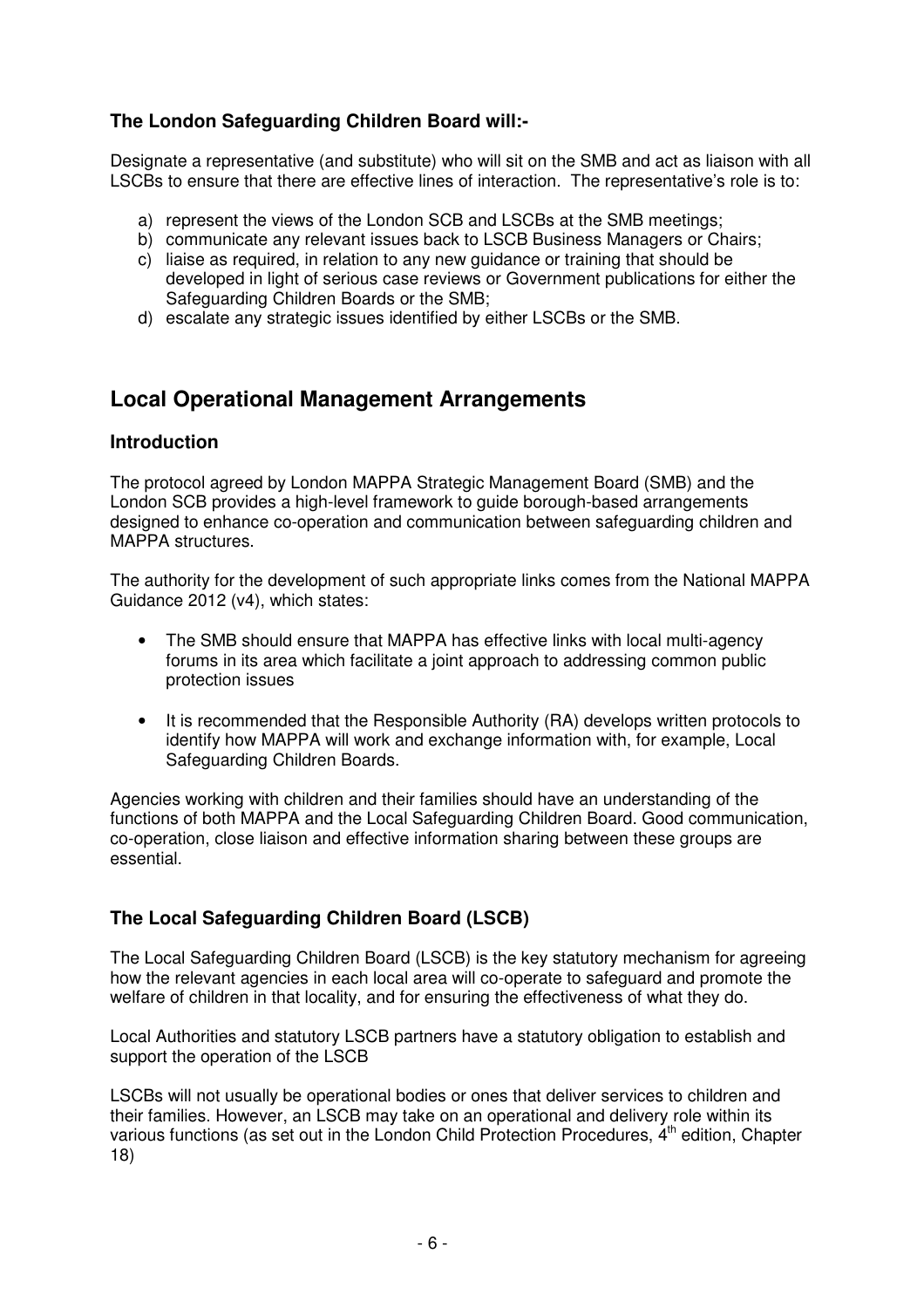### The London Safeguarding Children Board will:-

Designate a representative (and substitute) who will sit on the SMB and act as liaison with all LSCBs to ensure that there are effective lines of interaction. The representative's role is to:

a) represent the views of the London SCB and LSCBs at the SMB meetings;
b) communicate any relevant issues back to LSCB Business Managers or Chairs;
c) liaise as required, in relation to any new guidance or training that should be developed in light of serious case reviews or Government publications for either the Safeguarding Children Boards or the SMB;
d) escalate any strategic issues identified by either LSCBs or the SMB.

## Local Operational Management Arrangements

### Introduction

The protocol agreed by London MAPPA Strategic Management Board (SMB) and the London SCB provides a high-level framework to guide borough-based arrangements designed to enhance co-operation and communication between safeguarding children and MAPPA structures.

The authority for the development of such appropriate links comes from the National MAPPA Guidance 2012 (v4), which states:

- The SMB should ensure that MAPPA has effective links with local multi-agency forums in its area which facilitate a joint approach to addressing common public protection issues

- It is recommended that the Responsible Authority (RA) develops written protocols to identify how MAPPA will work and exchange information with, for example, Local Safeguarding Children Boards.

Agencies working with children and their families should have an understanding of the functions of both MAPPA and the Local Safeguarding Children Board. Good communication, co-operation, close liaison and effective information sharing between these groups are essential.

### The Local Safeguarding Children Board (LSCB)

The Local Safeguarding Children Board (LSCB) is the key statutory mechanism for agreeing how the relevant agencies in each local area will co-operate to safeguard and promote the welfare of children in that locality, and for ensuring the effectiveness of what they do.

Local Authorities and statutory LSCB partners have a statutory obligation to establish and support the operation of the LSCB

LSCBs will not usually be operational bodies or ones that deliver services to children and their families. However, an LSCB may take on an operational and delivery role within its various functions (as set out in the London Child Protection Procedures, 4th edition, Chapter 18)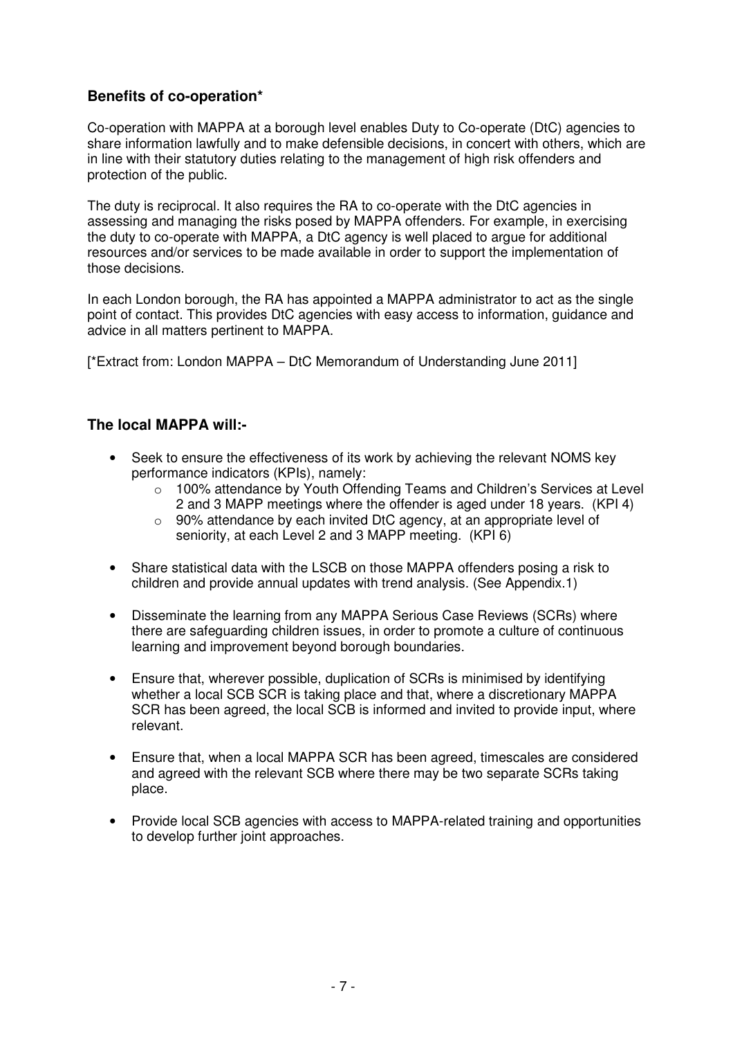### Benefits of co-operation*

Co-operation with MAPPA at a borough level enables Duty to Co-operate (DtC) agencies to share information lawfully and to make defensible decisions, in concert with others, which are in line with their statutory duties relating to the management of high risk offenders and protection of the public.

The duty is reciprocal. It also requires the RA to co-operate with the DtC agencies in assessing and managing the risks posed by MAPPA offenders. For example, in exercising the duty to co-operate with MAPPA, a DtC agency is well placed to argue for additional resources and/or services to be made available in order to support the implementation of those decisions.

In each London borough, the RA has appointed a MAPPA administrator to act as the single point of contact. This provides DtC agencies with easy access to information, guidance and advice in all matters pertinent to MAPPA.

[*Extract from: London MAPPA – DtC Memorandum of Understanding June 2011]

### The local MAPPA will:-

- Seek to ensure the effectiveness of its work by achieving the relevant NOMS key performance indicators (KPIs), namely:
  - 100% attendance by Youth Offending Teams and Children's Services at Level 2 and 3 MAPP meetings where the offender is aged under 18 years. (KPI 4)
  - 90% attendance by each invited DtC agency, at an appropriate level of seniority, at each Level 2 and 3 MAPP meeting. (KPI 6)
- Share statistical data with the LSCB on those MAPPA offenders posing a risk to children and provide annual updates with trend analysis. (See Appendix.1)
- Disseminate the learning from any MAPPA Serious Case Reviews (SCRs) where there are safeguarding children issues, in order to promote a culture of continuous learning and improvement beyond borough boundaries.
- Ensure that, wherever possible, duplication of SCRs is minimised by identifying whether a local SCB SCR is taking place and that, where a discretionary MAPPA SCR has been agreed, the local SCB is informed and invited to provide input, where relevant.
- Ensure that, when a local MAPPA SCR has been agreed, timescales are considered and agreed with the relevant SCB where there may be two separate SCRs taking place.
- Provide local SCB agencies with access to MAPPA-related training and opportunities to develop further joint approaches.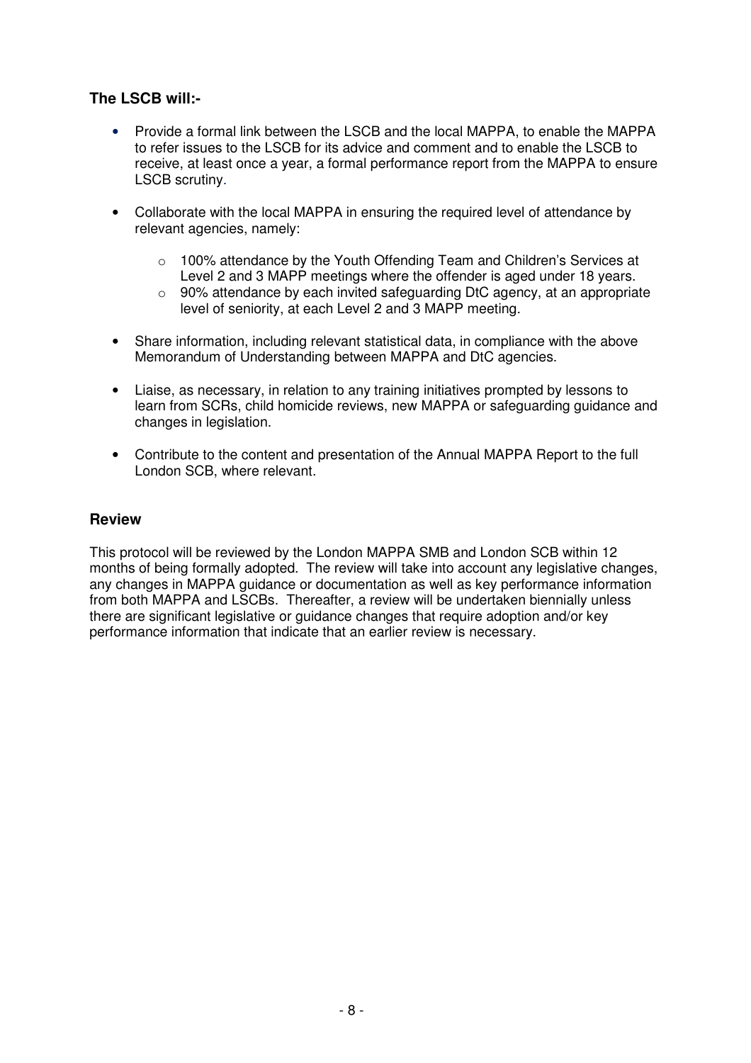### The LSCB will:-

- Provide a formal link between the LSCB and the local MAPPA, to enable the MAPPA to refer issues to the LSCB for its advice and comment and to enable the LSCB to receive, at least once a year, a formal performance report from the MAPPA to ensure LSCB scrutiny.

- Collaborate with the local MAPPA in ensuring the required level of attendance by relevant agencies, namely:

  - 100% attendance by the Youth Offending Team and Children's Services at Level 2 and 3 MAPP meetings where the offender is aged under 18 years.
  - 90% attendance by each invited safeguarding DtC agency, at an appropriate level of seniority, at each Level 2 and 3 MAPP meeting.

- Share information, including relevant statistical data, in compliance with the above Memorandum of Understanding between MAPPA and DtC agencies.

- Liaise, as necessary, in relation to any training initiatives prompted by lessons to learn from SCRs, child homicide reviews, new MAPPA or safeguarding guidance and changes in legislation.

- Contribute to the content and presentation of the Annual MAPPA Report to the full London SCB, where relevant.

### Review

This protocol will be reviewed by the London MAPPA SMB and London SCB within 12 months of being formally adopted. The review will take into account any legislative changes, any changes in MAPPA guidance or documentation as well as key performance information from both MAPPA and LSCBs. Thereafter, a review will be undertaken biennially unless there are significant legislative or guidance changes that require adoption and/or key performance information that indicate that an earlier review is necessary.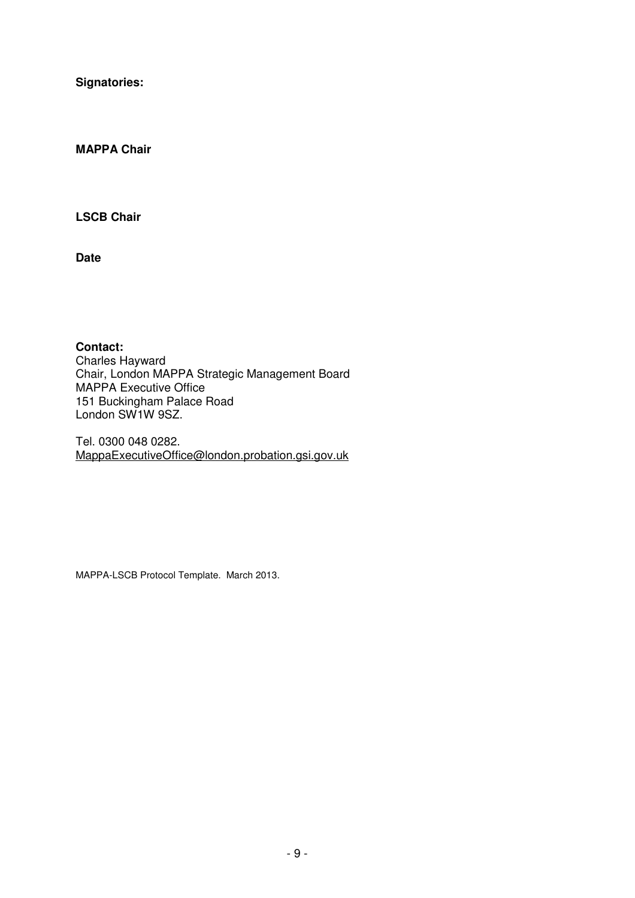**Signatories:**

**MAPPA Chair**

**LSCB Chair**

**Date**

**Contact:**
Charles Hayward
Chair, London MAPPA Strategic Management Board
MAPPA Executive Office
151 Buckingham Palace Road
London SW1W 9SZ.

Tel. 0300 048 0282.
MappaExecutiveOffice@london.probation.gsi.gov.uk

MAPPA-LSCB Protocol Template. March 2013.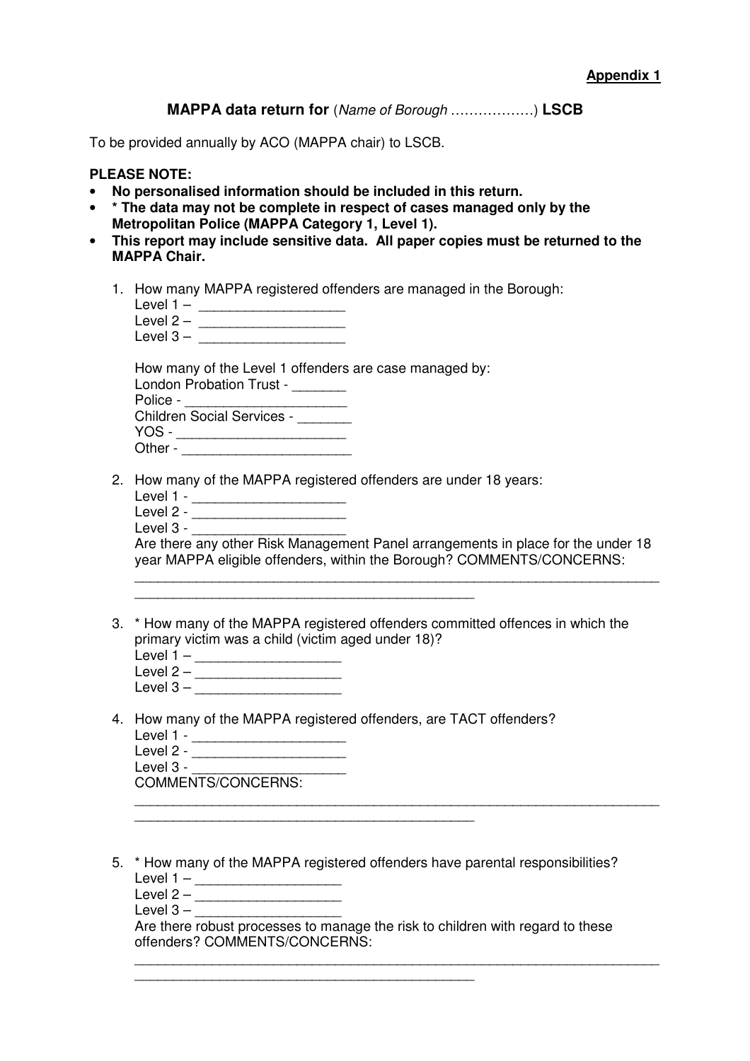**Appendix 1**

## MAPPA data return for (*Name of Borough* ………………) LSCB

To be provided annually by ACO (MAPPA chair) to LSCB.

**PLEASE NOTE:**

- **No personalised information should be included in this return.**
- **\* The data may not be complete in respect of cases managed only by the Metropolitan Police (MAPPA Category 1, Level 1).**
- **This report may include sensitive data. All paper copies must be returned to the MAPPA Chair.**

1. How many MAPPA registered offenders are managed in the Borough:
   Level 1 – ___________________
   Level 2 – ___________________
   Level 3 – ___________________

   How many of the Level 1 offenders are case managed by:
   London Probation Trust - _______
   Police - _____________________
   Children Social Services - _______
   YOS - ______________________
   Other - ______________________

2. How many of the MAPPA registered offenders are under 18 years:
   Level 1 - ____________________
   Level 2 - ____________________
   Level 3 - ____________________
   Are there any other Risk Management Panel arrangements in place for the under 18 year MAPPA eligible offenders, within the Borough? COMMENTS/CONCERNS:
   ________________________________________________________________________
   ______________________________________________

3. \* How many of the MAPPA registered offenders committed offences in which the primary victim was a child (victim aged under 18)?
   Level 1 – ___________________
   Level 2 – ___________________
   Level 3 – ___________________

4. How many of the MAPPA registered offenders, are TACT offenders?
   Level 1 - ____________________
   Level 2 - ____________________
   Level 3 - ____________________
   COMMENTS/CONCERNS:
   ________________________________________________________________________
   ______________________________________________

5. \* How many of the MAPPA registered offenders have parental responsibilities?
   Level 1 – ___________________
   Level 2 – ___________________
   Level 3 – ___________________
   Are there robust processes to manage the risk to children with regard to these offenders? COMMENTS/CONCERNS:
   ________________________________________________________________________
   ______________________________________________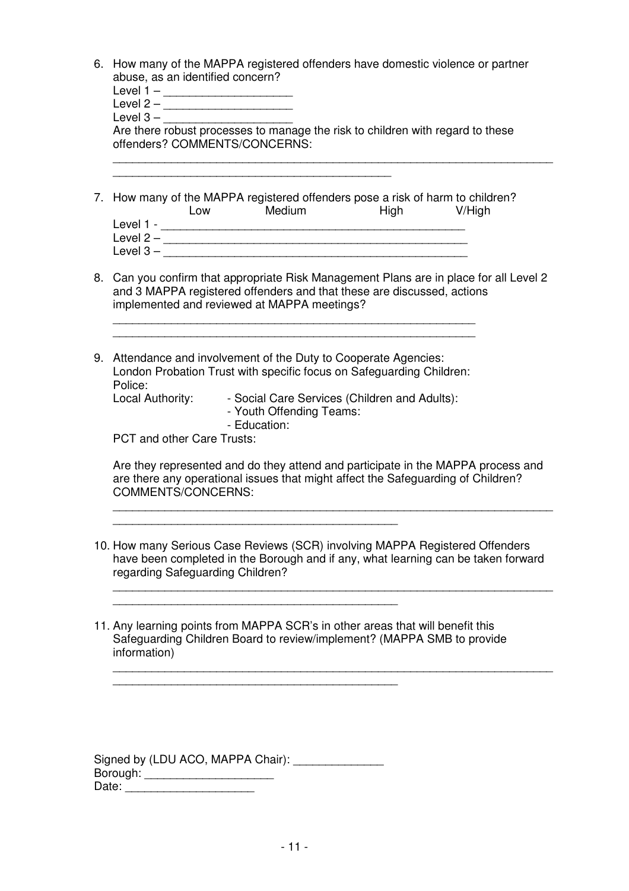6. How many of the MAPPA registered offenders have domestic violence or partner abuse, as an identified concern?

   Level 1 – ____________________

   Level 2 – ____________________

   Level 3 – ____________________

   Are there robust processes to manage the risk to children with regard to these offenders? COMMENTS/CONCERNS:

   ______________________________________________________________________
   ____________________________________________

7. How many of the MAPPA registered offenders pose a risk of harm to children?

   |  | Low | Medium | High | V/High |
   |---|---|---|---|---|
   | Level 1 - |  |  |  |  |
   | Level 2 – |  |  |  |  |
   | Level 3 – |  |  |  |  |

8. Can you confirm that appropriate Risk Management Plans are in place for all Level 2 and 3 MAPPA registered offenders and that these are discussed, actions implemented and reviewed at MAPPA meetings?

   __________________________________________________________
   __________________________________________________________

9. Attendance and involvement of the Duty to Cooperate Agencies:

   London Probation Trust with specific focus on Safeguarding Children:

   Police:

   Local Authority:
   - Social Care Services (Children and Adults):
   - Youth Offending Teams:
   - Education:

   PCT and other Care Trusts:

   Are they represented and do they attend and participate in the MAPPA process and are there any operational issues that might affect the Safeguarding of Children? COMMENTS/CONCERNS:

   ______________________________________________________________________
   ____________________________________________

10. How many Serious Case Reviews (SCR) involving MAPPA Registered Offenders have been completed in the Borough and if any, what learning can be taken forward regarding Safeguarding Children?

    ______________________________________________________________________
    ____________________________________________

11. Any learning points from MAPPA SCR's in other areas that will benefit this Safeguarding Children Board to review/implement? (MAPPA SMB to provide information)

    ______________________________________________________________________
    ____________________________________________

Signed by (LDU ACO, MAPPA Chair): ______________

Borough: ____________________

Date: ____________________